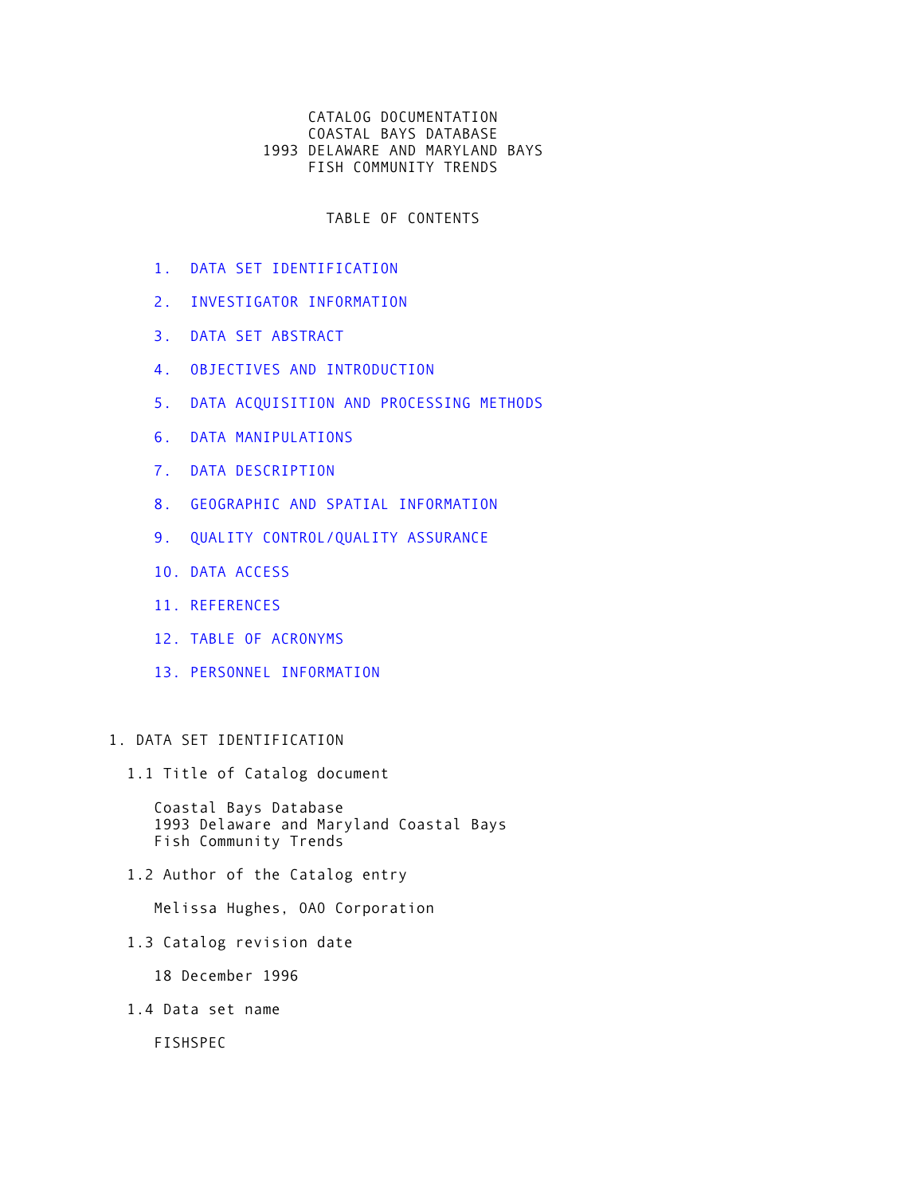# CATALOG DOCUMENTATION
# COASTAL BAYS DATABASE
# 1993 DELAWARE AND MARYLAND BAYS
# FISH COMMUNITY TRENDS

## TABLE OF CONTENTS

1. DATA SET IDENTIFICATION
2. INVESTIGATOR INFORMATION
3. DATA SET ABSTRACT
4. OBJECTIVES AND INTRODUCTION
5. DATA ACQUISITION AND PROCESSING METHODS
6. DATA MANIPULATIONS
7. DATA DESCRIPTION
8. GEOGRAPHIC AND SPATIAL INFORMATION
9. QUALITY CONTROL/QUALITY ASSURANCE
10. DATA ACCESS
11. REFERENCES
12. TABLE OF ACRONYMS
13. PERSONNEL INFORMATION

## 1. DATA SET IDENTIFICATION

### 1.1 Title of Catalog document

Coastal Bays Database
1993 Delaware and Maryland Coastal Bays
Fish Community Trends

### 1.2 Author of the Catalog entry

Melissa Hughes, OAO Corporation

### 1.3 Catalog revision date

18 December 1996

### 1.4 Data set name

FISHSPEC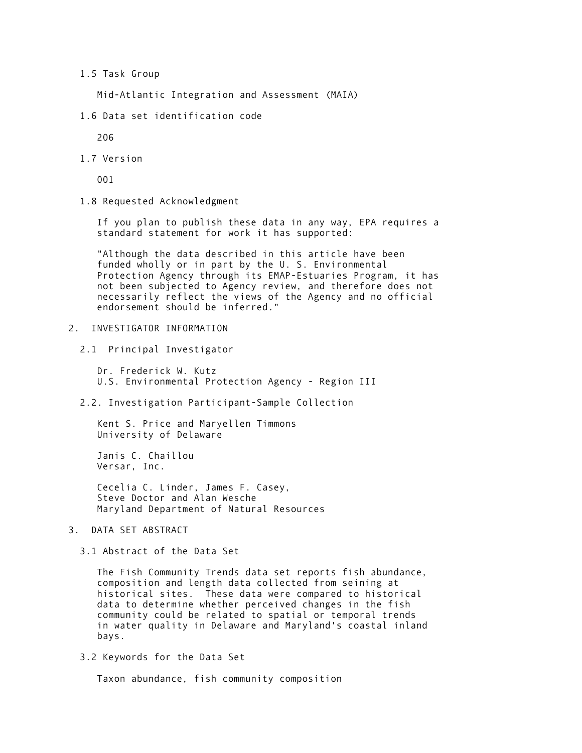### 1.5 Task Group

Mid-Atlantic Integration and Assessment (MAIA)

### 1.6 Data set identification code

206

### 1.7 Version

001

### 1.8 Requested Acknowledgment

If you plan to publish these data in any way, EPA requires a standard statement for work it has supported:

"Although the data described in this article have been funded wholly or in part by the U. S. Environmental Protection Agency through its EMAP-Estuaries Program, it has not been subjected to Agency review, and therefore does not necessarily reflect the views of the Agency and no official endorsement should be inferred."

## 2. INVESTIGATOR INFORMATION

### 2.1 Principal Investigator

Dr. Frederick W. Kutz
U.S. Environmental Protection Agency - Region III

### 2.2. Investigation Participant-Sample Collection

Kent S. Price and Maryellen Timmons
University of Delaware

Janis C. Chaillou
Versar, Inc.

Cecelia C. Linder, James F. Casey,
Steve Doctor and Alan Wesche
Maryland Department of Natural Resources

## 3. DATA SET ABSTRACT

### 3.1 Abstract of the Data Set

The Fish Community Trends data set reports fish abundance, composition and length data collected from seining at historical sites. These data were compared to historical data to determine whether perceived changes in the fish community could be related to spatial or temporal trends in water quality in Delaware and Maryland's coastal inland bays.

### 3.2 Keywords for the Data Set

Taxon abundance, fish community composition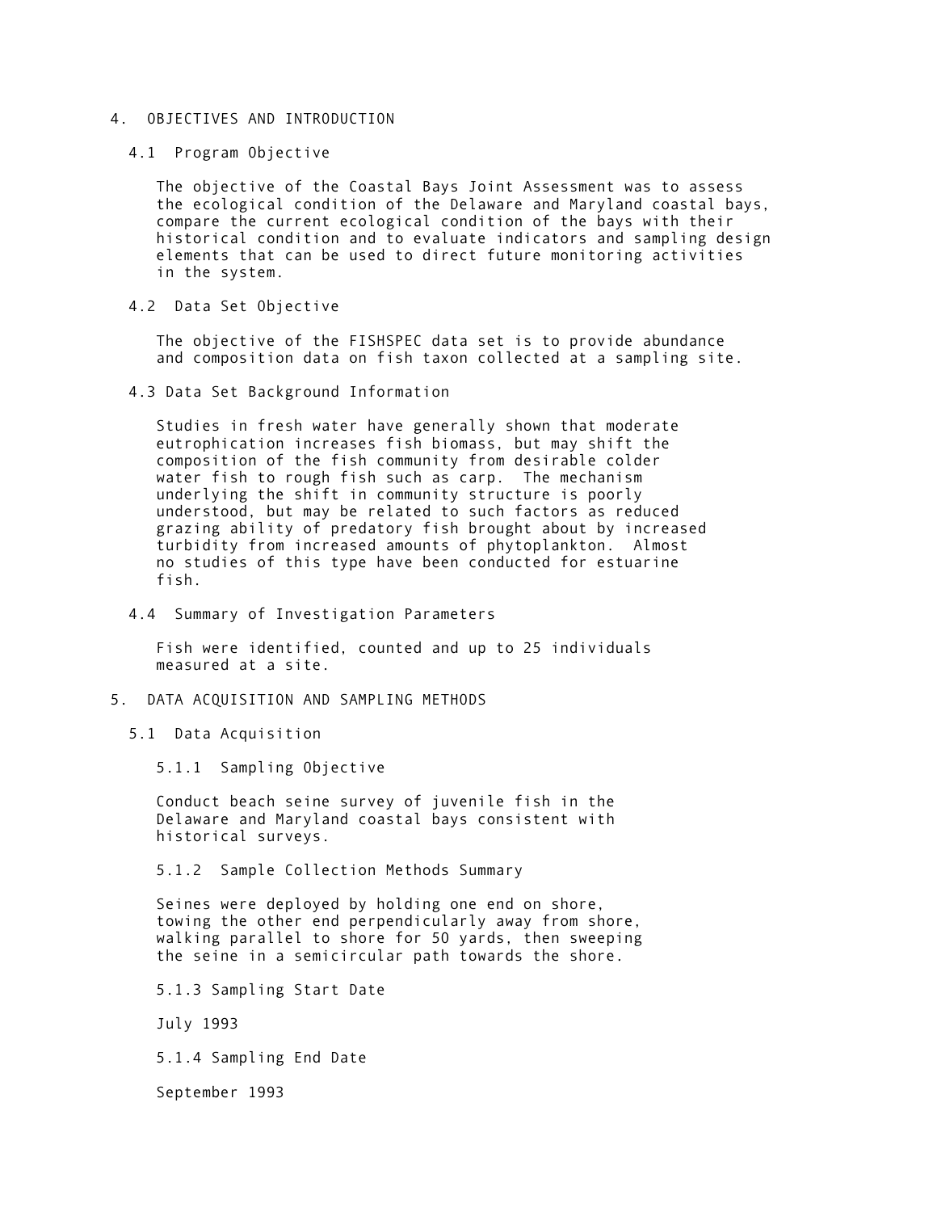# 4. OBJECTIVES AND INTRODUCTION

## 4.1 Program Objective

The objective of the Coastal Bays Joint Assessment was to assess the ecological condition of the Delaware and Maryland coastal bays, compare the current ecological condition of the bays with their historical condition and to evaluate indicators and sampling design elements that can be used to direct future monitoring activities in the system.

## 4.2 Data Set Objective

The objective of the FISHSPEC data set is to provide abundance and composition data on fish taxon collected at a sampling site.

## 4.3 Data Set Background Information

Studies in fresh water have generally shown that moderate eutrophication increases fish biomass, but may shift the composition of the fish community from desirable colder water fish to rough fish such as carp. The mechanism underlying the shift in community structure is poorly understood, but may be related to such factors as reduced grazing ability of predatory fish brought about by increased turbidity from increased amounts of phytoplankton. Almost no studies of this type have been conducted for estuarine fish.

## 4.4 Summary of Investigation Parameters

Fish were identified, counted and up to 25 individuals measured at a site.

# 5. DATA ACQUISITION AND SAMPLING METHODS

## 5.1 Data Acquisition

### 5.1.1 Sampling Objective

Conduct beach seine survey of juvenile fish in the Delaware and Maryland coastal bays consistent with historical surveys.

### 5.1.2 Sample Collection Methods Summary

Seines were deployed by holding one end on shore, towing the other end perpendicularly away from shore, walking parallel to shore for 50 yards, then sweeping the seine in a semicircular path towards the shore.

### 5.1.3 Sampling Start Date

July 1993

### 5.1.4 Sampling End Date

September 1993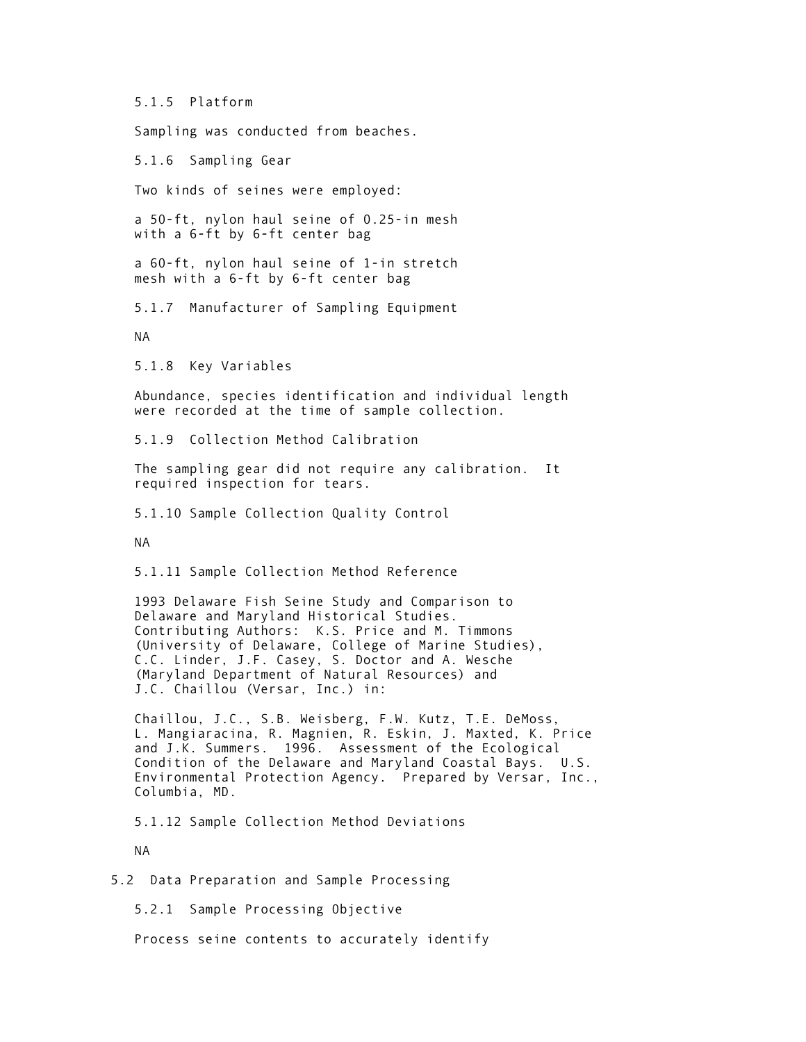#### 5.1.5 Platform

Sampling was conducted from beaches.

#### 5.1.6 Sampling Gear

Two kinds of seines were employed:

a 50-ft, nylon haul seine of 0.25-in mesh with a 6-ft by 6-ft center bag

a 60-ft, nylon haul seine of 1-in stretch mesh with a 6-ft by 6-ft center bag

#### 5.1.7 Manufacturer of Sampling Equipment

NA

#### 5.1.8 Key Variables

Abundance, species identification and individual length were recorded at the time of sample collection.

#### 5.1.9 Collection Method Calibration

The sampling gear did not require any calibration. It required inspection for tears.

#### 5.1.10 Sample Collection Quality Control

NA

#### 5.1.11 Sample Collection Method Reference

1993 Delaware Fish Seine Study and Comparison to Delaware and Maryland Historical Studies. Contributing Authors: K.S. Price and M. Timmons (University of Delaware, College of Marine Studies), C.C. Linder, J.F. Casey, S. Doctor and A. Wesche (Maryland Department of Natural Resources) and J.C. Chaillou (Versar, Inc.) in:

Chaillou, J.C., S.B. Weisberg, F.W. Kutz, T.E. DeMoss, L. Mangiaracina, R. Magnien, R. Eskin, J. Maxted, K. Price and J.K. Summers. 1996. Assessment of the Ecological Condition of the Delaware and Maryland Coastal Bays. U.S. Environmental Protection Agency. Prepared by Versar, Inc., Columbia, MD.

#### 5.1.12 Sample Collection Method Deviations

NA

### 5.2 Data Preparation and Sample Processing

#### 5.2.1 Sample Processing Objective

Process seine contents to accurately identify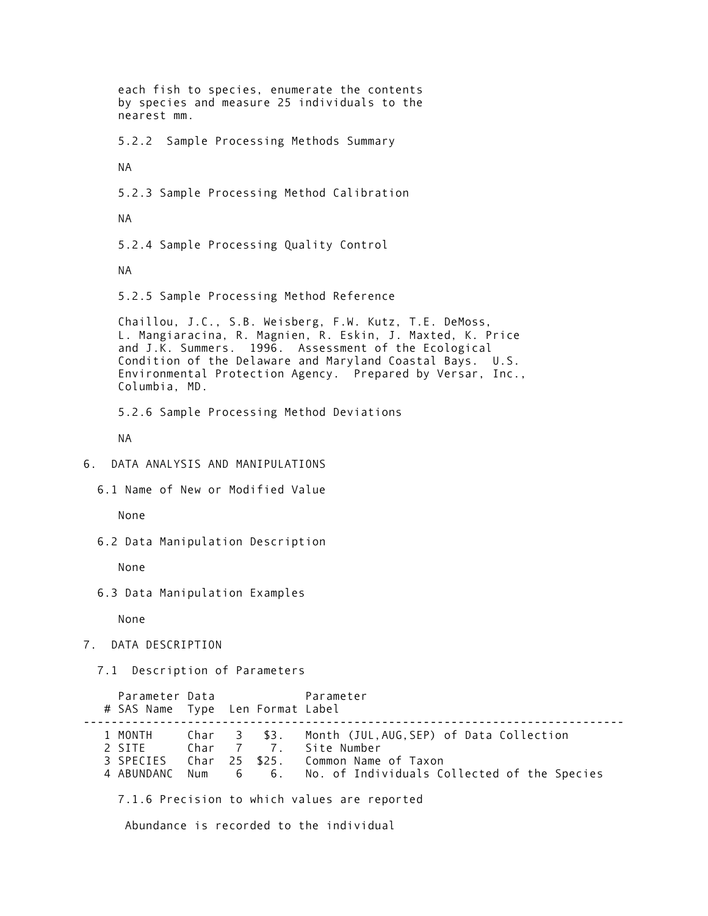each fish to species, enumerate the contents by species and measure 25 individuals to the nearest mm.

#### 5.2.2 Sample Processing Methods Summary

NA

#### 5.2.3 Sample Processing Method Calibration

NA

#### 5.2.4 Sample Processing Quality Control

NA

#### 5.2.5 Sample Processing Method Reference

Chaillou, J.C., S.B. Weisberg, F.W. Kutz, T.E. DeMoss, L. Mangiaracina, R. Magnien, R. Eskin, J. Maxted, K. Price and J.K. Summers. 1996. Assessment of the Ecological Condition of the Delaware and Maryland Coastal Bays. U.S. Environmental Protection Agency. Prepared by Versar, Inc., Columbia, MD.

#### 5.2.6 Sample Processing Method Deviations

NA

## 6. DATA ANALYSIS AND MANIPULATIONS

### 6.1 Name of New or Modified Value

None

### 6.2 Data Manipulation Description

None

### 6.3 Data Manipulation Examples

None

## 7. DATA DESCRIPTION

### 7.1 Description of Parameters

| # | Parameter SAS Name | Data Type | Len | Format | Parameter Label |
|---|---|---|---|---|---|
| 1 | MONTH | Char | 3 | $3. | Month (JUL,AUG,SEP) of Data Collection |
| 2 | SITE | Char | 7 | 7. | Site Number |
| 3 | SPECIES | Char | 25 | $25. | Common Name of Taxon |
| 4 | ABUNDANC | Num | 6 | 6. | No. of Individuals Collected of the Species |

#### 7.1.6 Precision to which values are reported

Abundance is recorded to the individual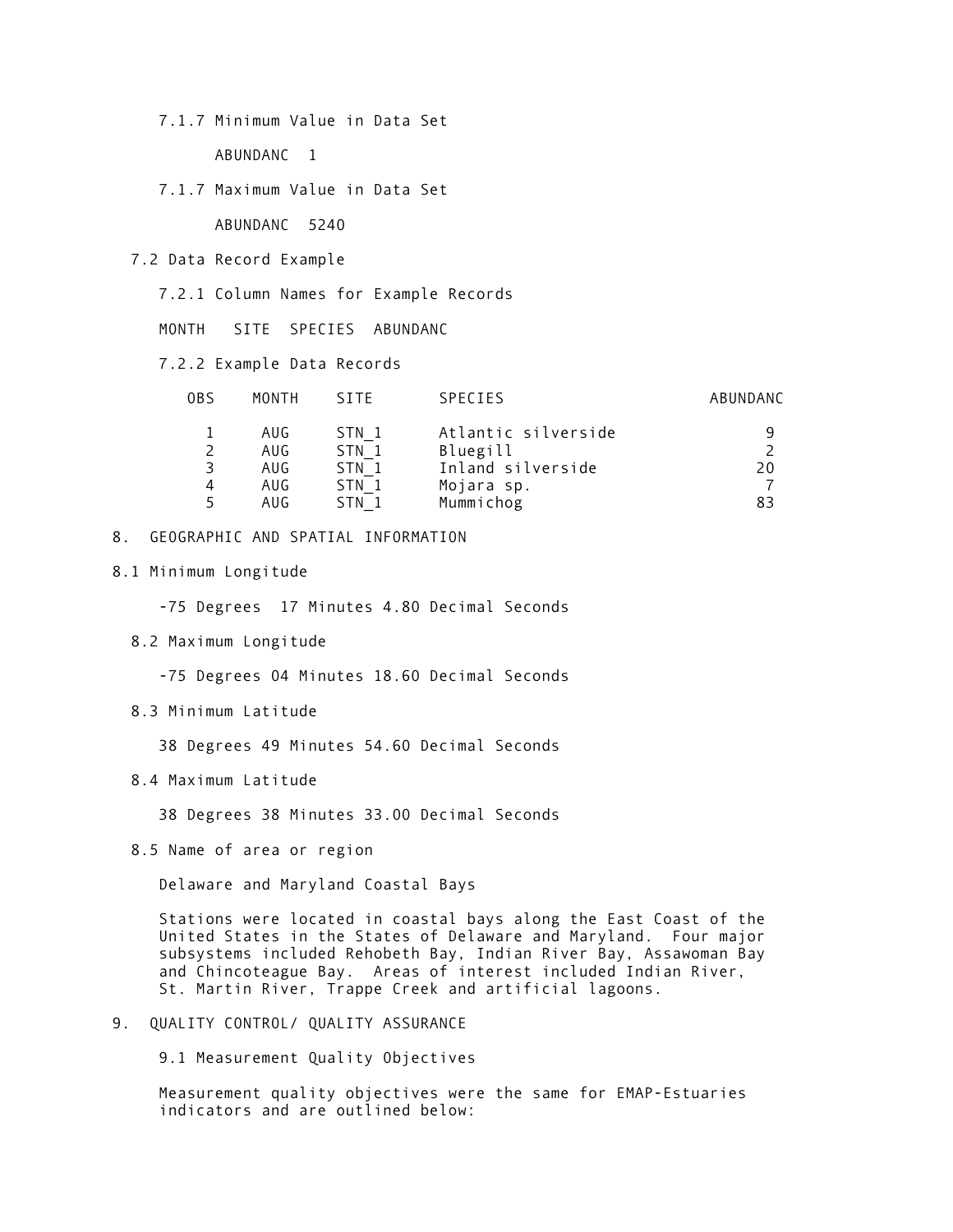#### 7.1.7 Minimum Value in Data Set

ABUNDANC 1

#### 7.1.7 Maximum Value in Data Set

ABUNDANC 5240

### 7.2 Data Record Example

#### 7.2.1 Column Names for Example Records

MONTH SITE SPECIES ABUNDANC

#### 7.2.2 Example Data Records

| OBS | MONTH | SITE | SPECIES | ABUNDANC |
|---|---|---|---|---|
| 1 | AUG | STN_1 | Atlantic silverside | 9 |
| 2 | AUG | STN_1 | Bluegill | 2 |
| 3 | AUG | STN_1 | Inland silverside | 20 |
| 4 | AUG | STN_1 | Mojara sp. | 7 |
| 5 | AUG | STN_1 | Mummichog | 83 |

## 8. GEOGRAPHIC AND SPATIAL INFORMATION

### 8.1 Minimum Longitude

-75 Degrees 17 Minutes 4.80 Decimal Seconds

### 8.2 Maximum Longitude

-75 Degrees 04 Minutes 18.60 Decimal Seconds

### 8.3 Minimum Latitude

38 Degrees 49 Minutes 54.60 Decimal Seconds

### 8.4 Maximum Latitude

38 Degrees 38 Minutes 33.00 Decimal Seconds

### 8.5 Name of area or region

Delaware and Maryland Coastal Bays

Stations were located in coastal bays along the East Coast of the United States in the States of Delaware and Maryland. Four major subsystems included Rehobeth Bay, Indian River Bay, Assawoman Bay and Chincoteague Bay. Areas of interest included Indian River, St. Martin River, Trappe Creek and artificial lagoons.

## 9. QUALITY CONTROL/ QUALITY ASSURANCE

### 9.1 Measurement Quality Objectives

Measurement quality objectives were the same for EMAP-Estuaries indicators and are outlined below: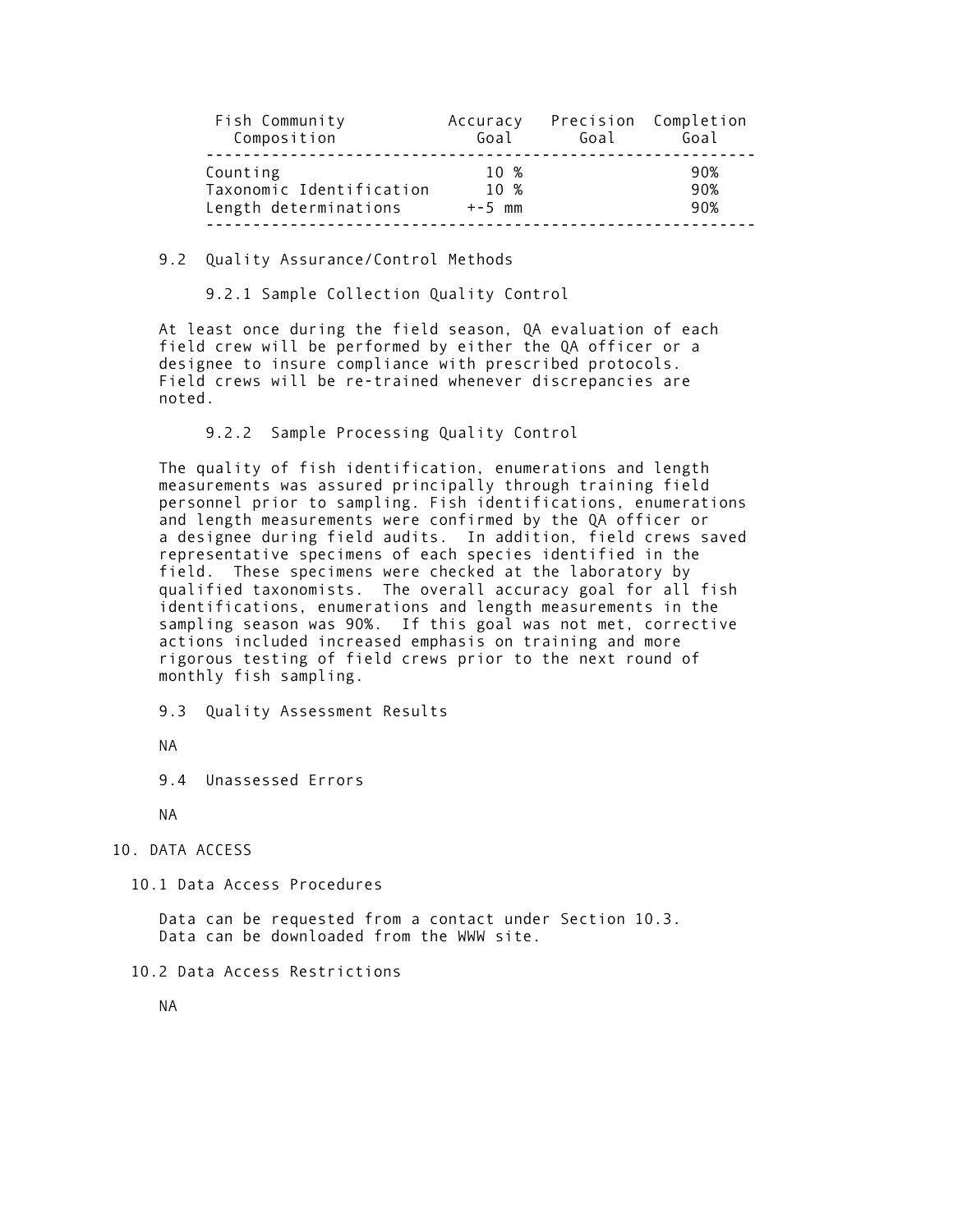| Fish Community Composition | Accuracy Goal | Precision Goal | Completion Goal |
|---|---|---|---|
| Counting | 10 % | | 90% |
| Taxonomic Identification | 10 % | | 90% |
| Length determinations | +-5 mm | | 90% |

### 9.2 Quality Assurance/Control Methods

#### 9.2.1 Sample Collection Quality Control

At least once during the field season, QA evaluation of each field crew will be performed by either the QA officer or a designee to insure compliance with prescribed protocols. Field crews will be re-trained whenever discrepancies are noted.

#### 9.2.2 Sample Processing Quality Control

The quality of fish identification, enumerations and length measurements was assured principally through training field personnel prior to sampling. Fish identifications, enumerations and length measurements were confirmed by the QA officer or a designee during field audits. In addition, field crews saved representative specimens of each species identified in the field. These specimens were checked at the laboratory by qualified taxonomists. The overall accuracy goal for all fish identifications, enumerations and length measurements in the sampling season was 90%. If this goal was not met, corrective actions included increased emphasis on training and more rigorous testing of field crews prior to the next round of monthly fish sampling.

### 9.3 Quality Assessment Results

NA

### 9.4 Unassessed Errors

NA

## 10. DATA ACCESS

### 10.1 Data Access Procedures

Data can be requested from a contact under Section 10.3.
Data can be downloaded from the WWW site.

### 10.2 Data Access Restrictions

NA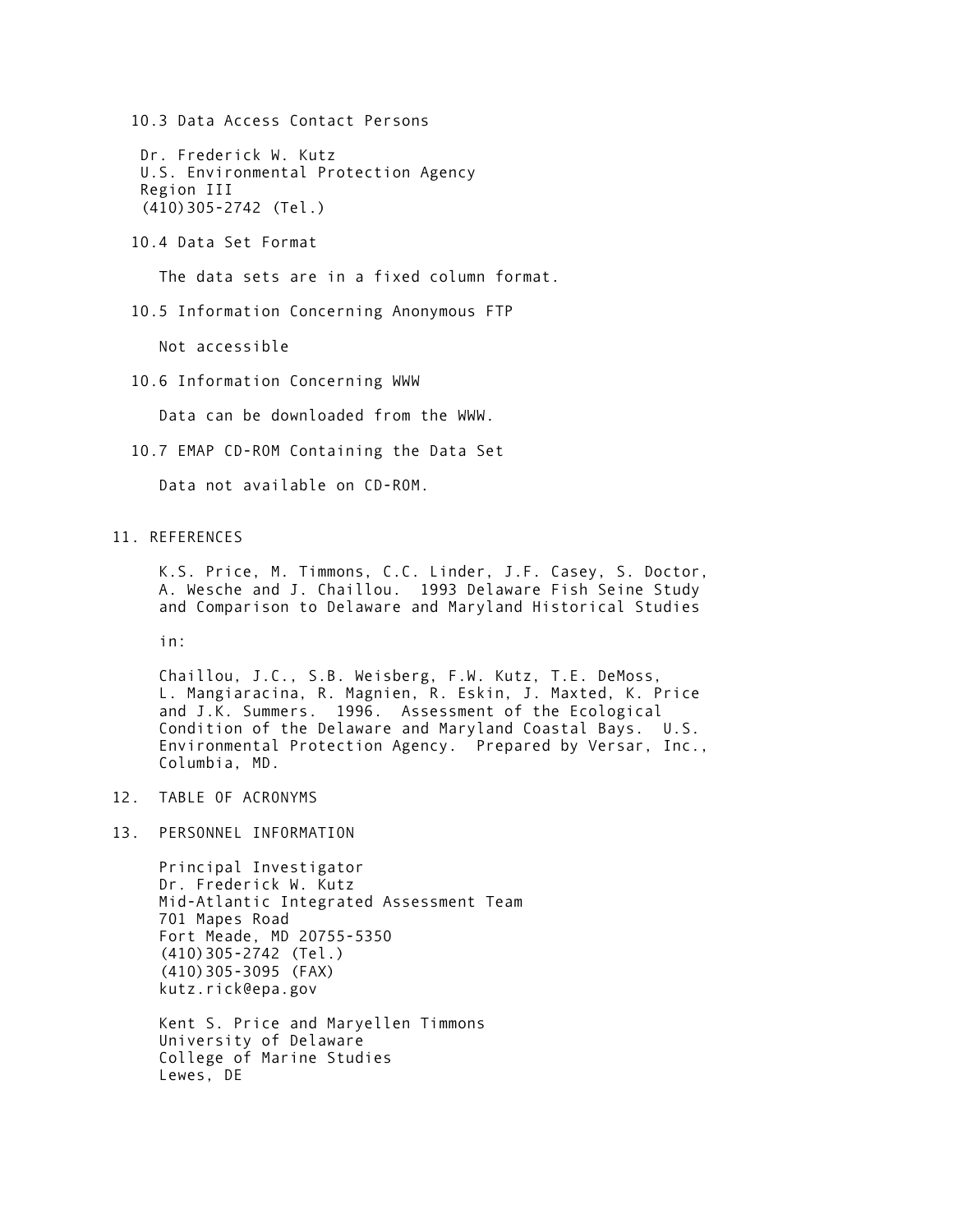### 10.3 Data Access Contact Persons

Dr. Frederick W. Kutz  
U.S. Environmental Protection Agency  
Region III  
(410)305-2742 (Tel.)

### 10.4 Data Set Format

The data sets are in a fixed column format.

### 10.5 Information Concerning Anonymous FTP

Not accessible

### 10.6 Information Concerning WWW

Data can be downloaded from the WWW.

### 10.7 EMAP CD-ROM Containing the Data Set

Data not available on CD-ROM.

## 11. REFERENCES

K.S. Price, M. Timmons, C.C. Linder, J.F. Casey, S. Doctor, A. Wesche and J. Chaillou. 1993 Delaware Fish Seine Study and Comparison to Delaware and Maryland Historical Studies

in:

Chaillou, J.C., S.B. Weisberg, F.W. Kutz, T.E. DeMoss, L. Mangiaracina, R. Magnien, R. Eskin, J. Maxted, K. Price and J.K. Summers. 1996. Assessment of the Ecological Condition of the Delaware and Maryland Coastal Bays. U.S. Environmental Protection Agency. Prepared by Versar, Inc., Columbia, MD.

## 12. TABLE OF ACRONYMS

## 13. PERSONNEL INFORMATION

Principal Investigator  
Dr. Frederick W. Kutz  
Mid-Atlantic Integrated Assessment Team  
701 Mapes Road  
Fort Meade, MD 20755-5350  
(410)305-2742 (Tel.)  
(410)305-3095 (FAX)  
kutz.rick@epa.gov

Kent S. Price and Maryellen Timmons  
University of Delaware  
College of Marine Studies  
Lewes, DE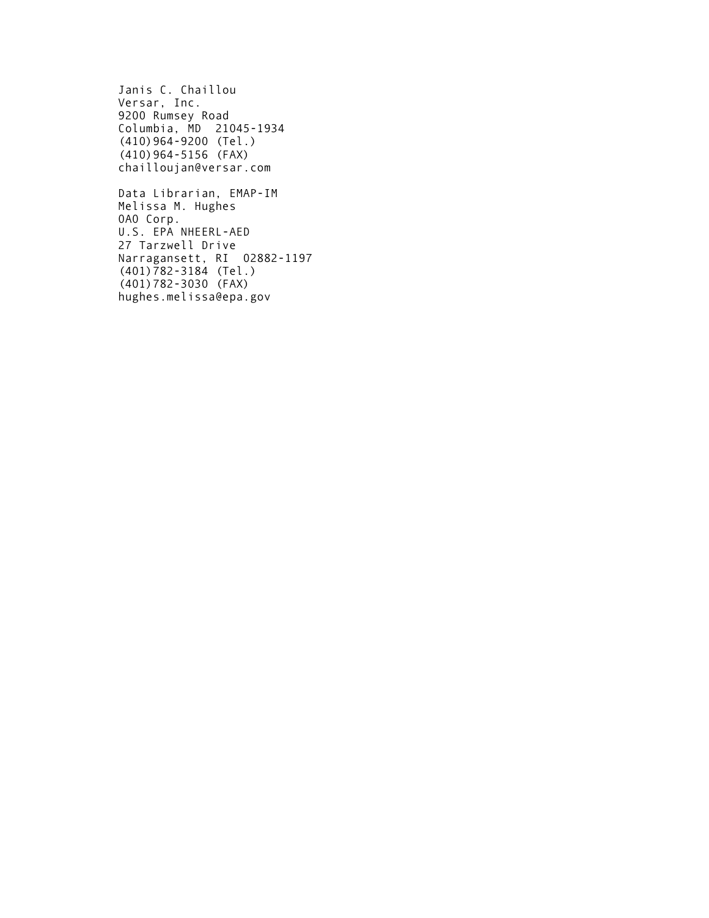Janis C. Chaillou
Versar, Inc.
9200 Rumsey Road
Columbia, MD  21045-1934
(410)964-9200 (Tel.)
(410)964-5156 (FAX)
chailloujan@versar.com

Data Librarian, EMAP-IM
Melissa M. Hughes
OAO Corp.
U.S. EPA NHEERL-AED
27 Tarzwell Drive
Narragansett, RI  02882-1197
(401)782-3184 (Tel.)
(401)782-3030 (FAX)
hughes.melissa@epa.gov